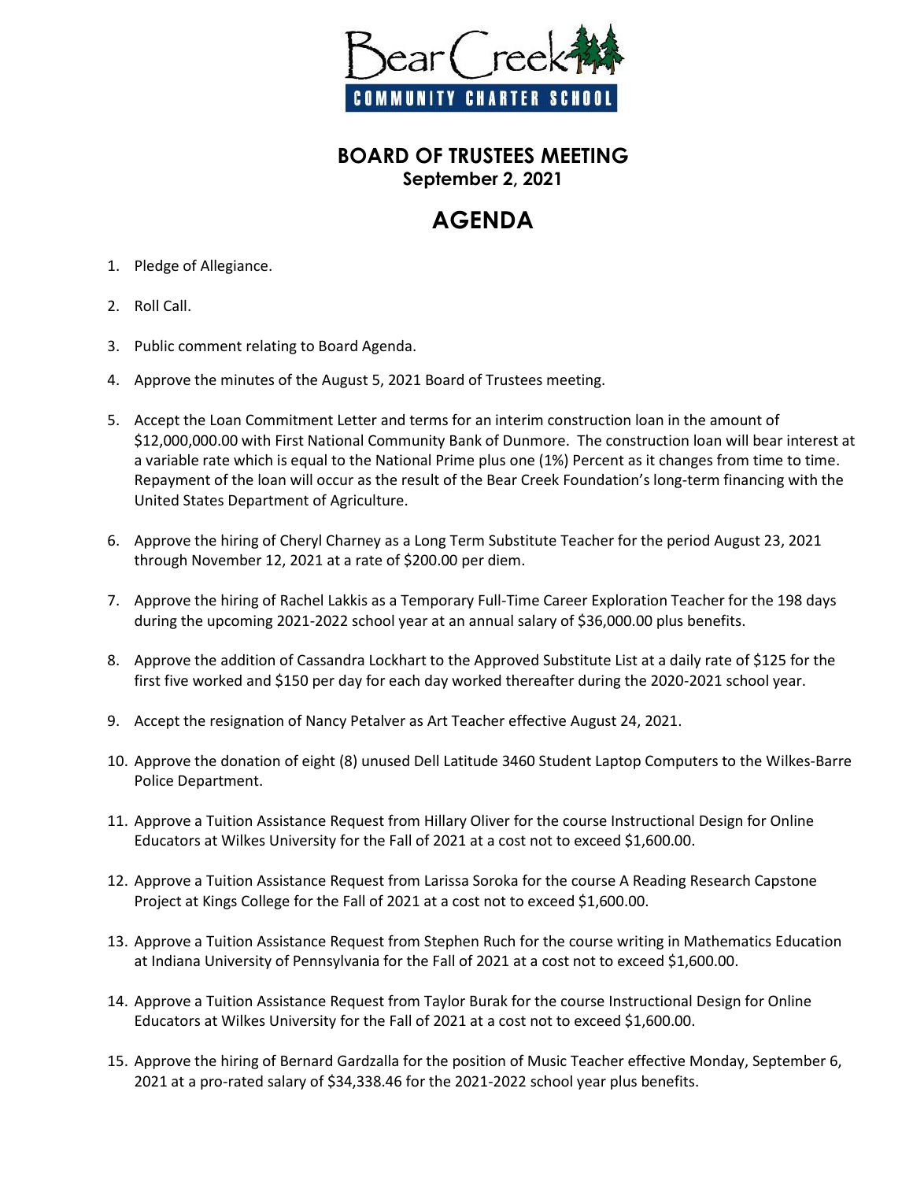Bear Creek COMMUNITY CHARTER SCHOOL

## BOARD OF TRUSTEES MEETING

**September 2, 2021**

# AGENDA

1. Pledge of Allegiance.

2. Roll Call.

3. Public comment relating to Board Agenda.

4. Approve the minutes of the August 5, 2021 Board of Trustees meeting.

5. Accept the Loan Commitment Letter and terms for an interim construction loan in the amount of $12,000,000.00 with First National Community Bank of Dunmore. The construction loan will bear interest at a variable rate which is equal to the National Prime plus one (1%) Percent as it changes from time to time. Repayment of the loan will occur as the result of the Bear Creek Foundation's long-term financing with the United States Department of Agriculture.

6. Approve the hiring of Cheryl Charney as a Long Term Substitute Teacher for the period August 23, 2021 through November 12, 2021 at a rate of $200.00 per diem.

7. Approve the hiring of Rachel Lakkis as a Temporary Full-Time Career Exploration Teacher for the 198 days during the upcoming 2021-2022 school year at an annual salary of $36,000.00 plus benefits.

8. Approve the addition of Cassandra Lockhart to the Approved Substitute List at a daily rate of $125 for the first five worked and $150 per day for each day worked thereafter during the 2020-2021 school year.

9. Accept the resignation of Nancy Petalver as Art Teacher effective August 24, 2021.

10. Approve the donation of eight (8) unused Dell Latitude 3460 Student Laptop Computers to the Wilkes-Barre Police Department.

11. Approve a Tuition Assistance Request from Hillary Oliver for the course Instructional Design for Online Educators at Wilkes University for the Fall of 2021 at a cost not to exceed $1,600.00.

12. Approve a Tuition Assistance Request from Larissa Soroka for the course A Reading Research Capstone Project at Kings College for the Fall of 2021 at a cost not to exceed $1,600.00.

13. Approve a Tuition Assistance Request from Stephen Ruch for the course writing in Mathematics Education at Indiana University of Pennsylvania for the Fall of 2021 at a cost not to exceed $1,600.00.

14. Approve a Tuition Assistance Request from Taylor Burak for the course Instructional Design for Online Educators at Wilkes University for the Fall of 2021 at a cost not to exceed $1,600.00.

15. Approve the hiring of Bernard Gardzalla for the position of Music Teacher effective Monday, September 6, 2021 at a pro-rated salary of $34,338.46 for the 2021-2022 school year plus benefits.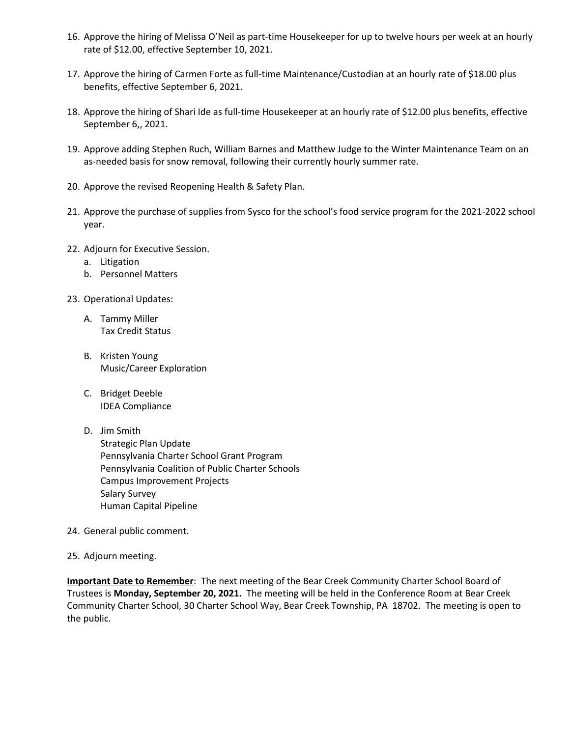16. Approve the hiring of Melissa O'Neil as part-time Housekeeper for up to twelve hours per week at an hourly rate of $12.00, effective September 10, 2021.

17. Approve the hiring of Carmen Forte as full-time Maintenance/Custodian at an hourly rate of $18.00 plus benefits, effective September 6, 2021.

18. Approve the hiring of Shari Ide as full-time Housekeeper at an hourly rate of $12.00 plus benefits, effective September 6,, 2021.

19. Approve adding Stephen Ruch, William Barnes and Matthew Judge to the Winter Maintenance Team on an as-needed basis for snow removal, following their currently hourly summer rate.

20. Approve the revised Reopening Health & Safety Plan.

21. Approve the purchase of supplies from Sysco for the school's food service program for the 2021-2022 school year.

22. Adjourn for Executive Session.
    a. Litigation
    b. Personnel Matters

23. Operational Updates:

    A. Tammy Miller
       Tax Credit Status

    B. Kristen Young
       Music/Career Exploration

    C. Bridget Deeble
       IDEA Compliance

    D. Jim Smith
       Strategic Plan Update
       Pennsylvania Charter School Grant Program
       Pennsylvania Coalition of Public Charter Schools
       Campus Improvement Projects
       Salary Survey
       Human Capital Pipeline

24. General public comment.

25. Adjourn meeting.

**Important Date to Remember**: The next meeting of the Bear Creek Community Charter School Board of Trustees is **Monday, September 20, 2021.** The meeting will be held in the Conference Room at Bear Creek Community Charter School, 30 Charter School Way, Bear Creek Township, PA 18702. The meeting is open to the public.